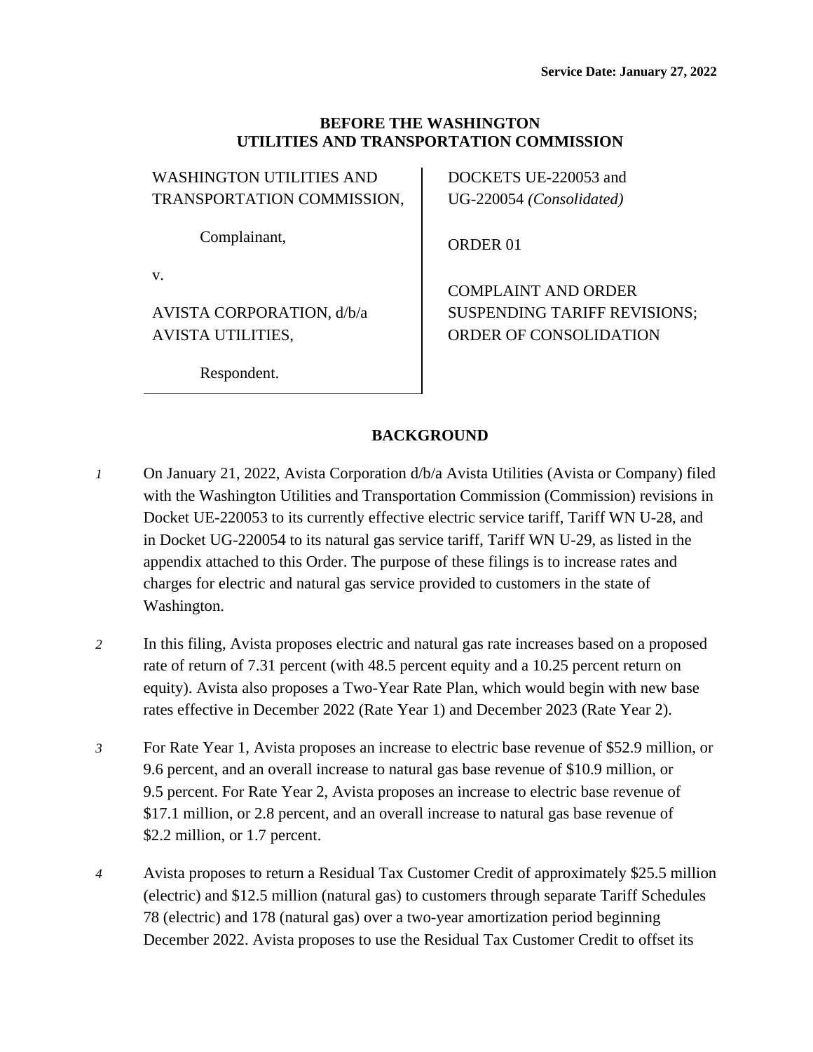Service Date: January 27, 2022

**BEFORE THE WASHINGTON UTILITIES AND TRANSPORTATION COMMISSION**

| | |
|---|---|
| WASHINGTON UTILITIES AND TRANSPORTATION COMMISSION,<br><br>Complainant,<br><br>v.<br><br>AVISTA CORPORATION, d/b/a AVISTA UTILITIES,<br><br>Respondent. | DOCKETS UE-220053 and UG-220054 *(Consolidated)*<br><br>ORDER 01<br><br>COMPLAINT AND ORDER SUSPENDING TARIFF REVISIONS; ORDER OF CONSOLIDATION |

## BACKGROUND

*1* On January 21, 2022, Avista Corporation d/b/a Avista Utilities (Avista or Company) filed with the Washington Utilities and Transportation Commission (Commission) revisions in Docket UE-220053 to its currently effective electric service tariff, Tariff WN U-28, and in Docket UG-220054 to its natural gas service tariff, Tariff WN U-29, as listed in the appendix attached to this Order. The purpose of these filings is to increase rates and charges for electric and natural gas service provided to customers in the state of Washington.

*2* In this filing, Avista proposes electric and natural gas rate increases based on a proposed rate of return of 7.31 percent (with 48.5 percent equity and a 10.25 percent return on equity). Avista also proposes a Two-Year Rate Plan, which would begin with new base rates effective in December 2022 (Rate Year 1) and December 2023 (Rate Year 2).

*3* For Rate Year 1, Avista proposes an increase to electric base revenue of $52.9 million, or 9.6 percent, and an overall increase to natural gas base revenue of $10.9 million, or 9.5 percent. For Rate Year 2, Avista proposes an increase to electric base revenue of $17.1 million, or 2.8 percent, and an overall increase to natural gas base revenue of $2.2 million, or 1.7 percent.

*4* Avista proposes to return a Residual Tax Customer Credit of approximately $25.5 million (electric) and $12.5 million (natural gas) to customers through separate Tariff Schedules 78 (electric) and 178 (natural gas) over a two-year amortization period beginning December 2022. Avista proposes to use the Residual Tax Customer Credit to offset its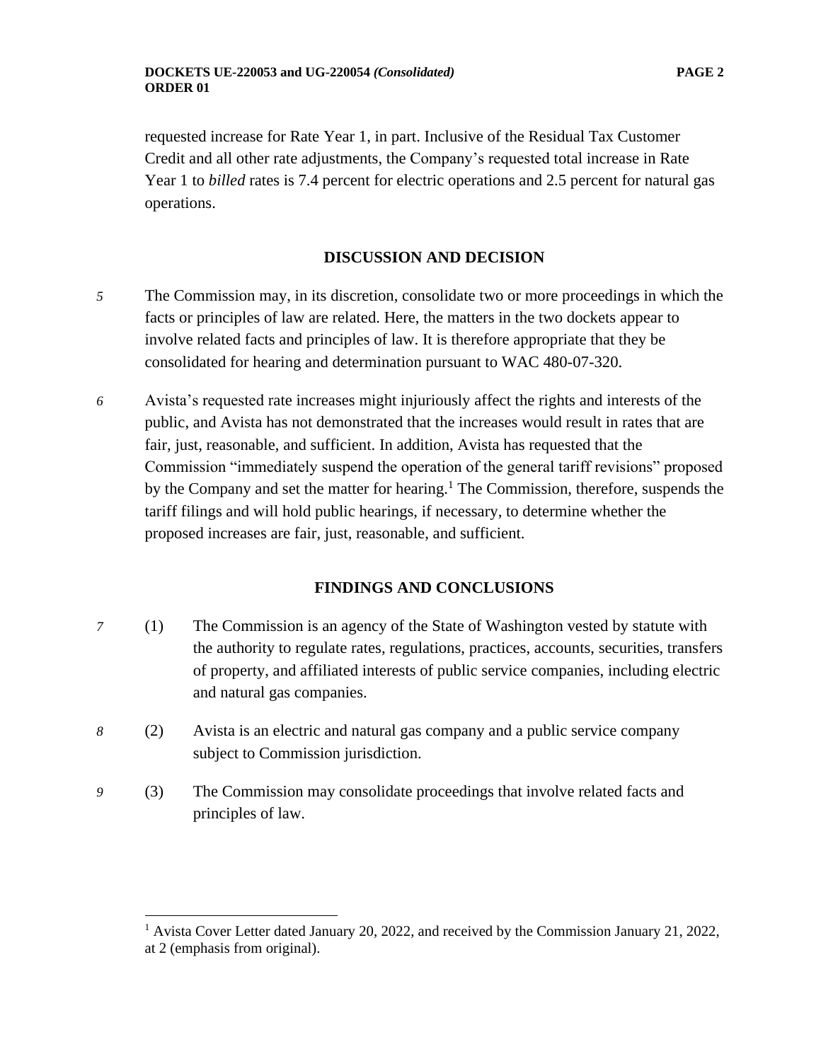requested increase for Rate Year 1, in part. Inclusive of the Residual Tax Customer Credit and all other rate adjustments, the Company's requested total increase in Rate Year 1 to *billed* rates is 7.4 percent for electric operations and 2.5 percent for natural gas operations.

## DISCUSSION AND DECISION

*5* The Commission may, in its discretion, consolidate two or more proceedings in which the facts or principles of law are related. Here, the matters in the two dockets appear to involve related facts and principles of law. It is therefore appropriate that they be consolidated for hearing and determination pursuant to WAC 480-07-320.

*6* Avista's requested rate increases might injuriously affect the rights and interests of the public, and Avista has not demonstrated that the increases would result in rates that are fair, just, reasonable, and sufficient. In addition, Avista has requested that the Commission "immediately suspend the operation of the general tariff revisions" proposed by the Company and set the matter for hearing.[1] The Commission, therefore, suspends the tariff filings and will hold public hearings, if necessary, to determine whether the proposed increases are fair, just, reasonable, and sufficient.

## FINDINGS AND CONCLUSIONS

*7* (1) The Commission is an agency of the State of Washington vested by statute with the authority to regulate rates, regulations, practices, accounts, securities, transfers of property, and affiliated interests of public service companies, including electric and natural gas companies.

*8* (2) Avista is an electric and natural gas company and a public service company subject to Commission jurisdiction.

*9* (3) The Commission may consolidate proceedings that involve related facts and principles of law.

[1] Avista Cover Letter dated January 20, 2022, and received by the Commission January 21, 2022, at 2 (emphasis from original).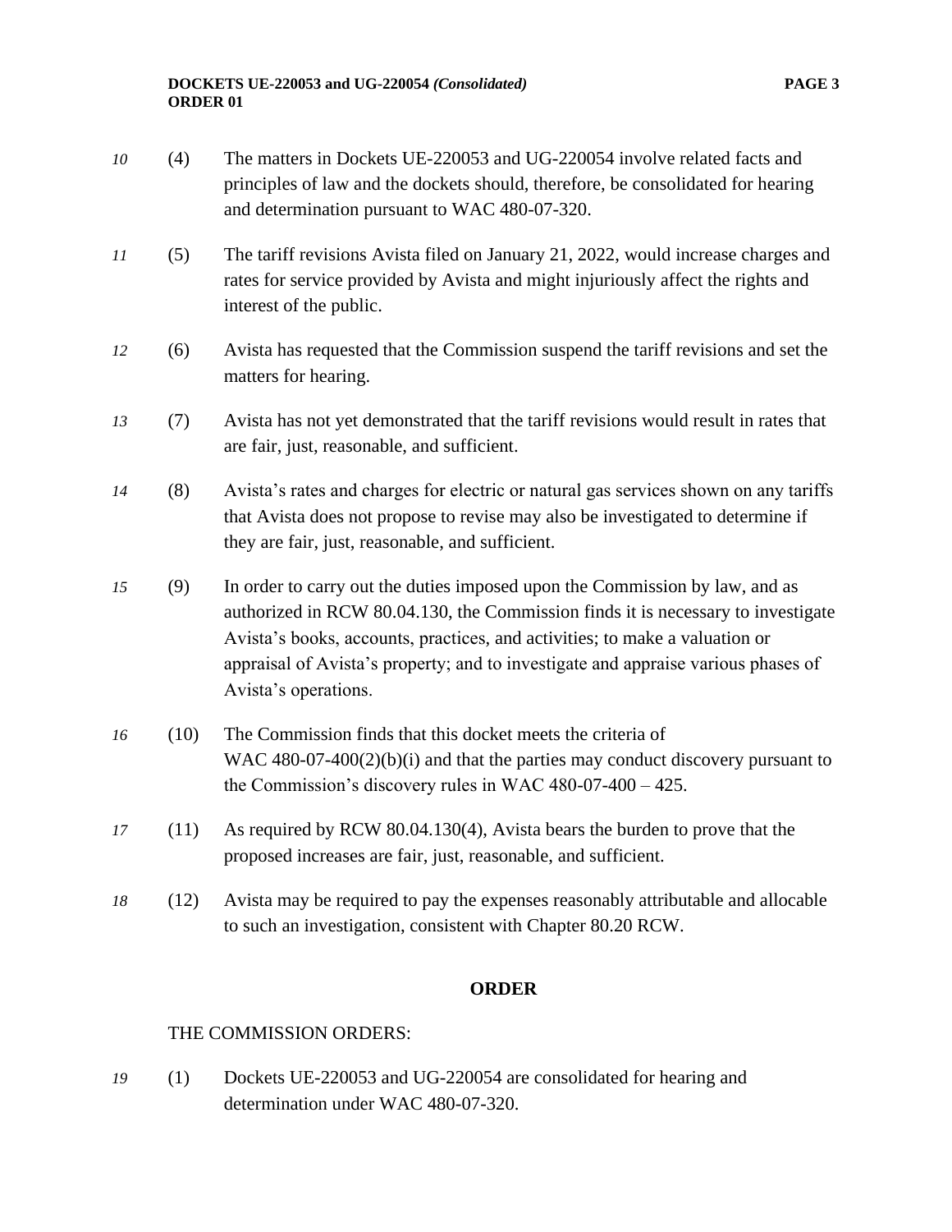10 (4) The matters in Dockets UE-220053 and UG-220054 involve related facts and principles of law and the dockets should, therefore, be consolidated for hearing and determination pursuant to WAC 480-07-320.

11 (5) The tariff revisions Avista filed on January 21, 2022, would increase charges and rates for service provided by Avista and might injuriously affect the rights and interest of the public.

12 (6) Avista has requested that the Commission suspend the tariff revisions and set the matters for hearing.

13 (7) Avista has not yet demonstrated that the tariff revisions would result in rates that are fair, just, reasonable, and sufficient.

14 (8) Avista's rates and charges for electric or natural gas services shown on any tariffs that Avista does not propose to revise may also be investigated to determine if they are fair, just, reasonable, and sufficient.

15 (9) In order to carry out the duties imposed upon the Commission by law, and as authorized in RCW 80.04.130, the Commission finds it is necessary to investigate Avista's books, accounts, practices, and activities; to make a valuation or appraisal of Avista's property; and to investigate and appraise various phases of Avista's operations.

16 (10) The Commission finds that this docket meets the criteria of WAC 480-07-400(2)(b)(i) and that the parties may conduct discovery pursuant to the Commission's discovery rules in WAC 480-07-400 – 425.

17 (11) As required by RCW 80.04.130(4), Avista bears the burden to prove that the proposed increases are fair, just, reasonable, and sufficient.

18 (12) Avista may be required to pay the expenses reasonably attributable and allocable to such an investigation, consistent with Chapter 80.20 RCW.

## ORDER

THE COMMISSION ORDERS:

19 (1) Dockets UE-220053 and UG-220054 are consolidated for hearing and determination under WAC 480-07-320.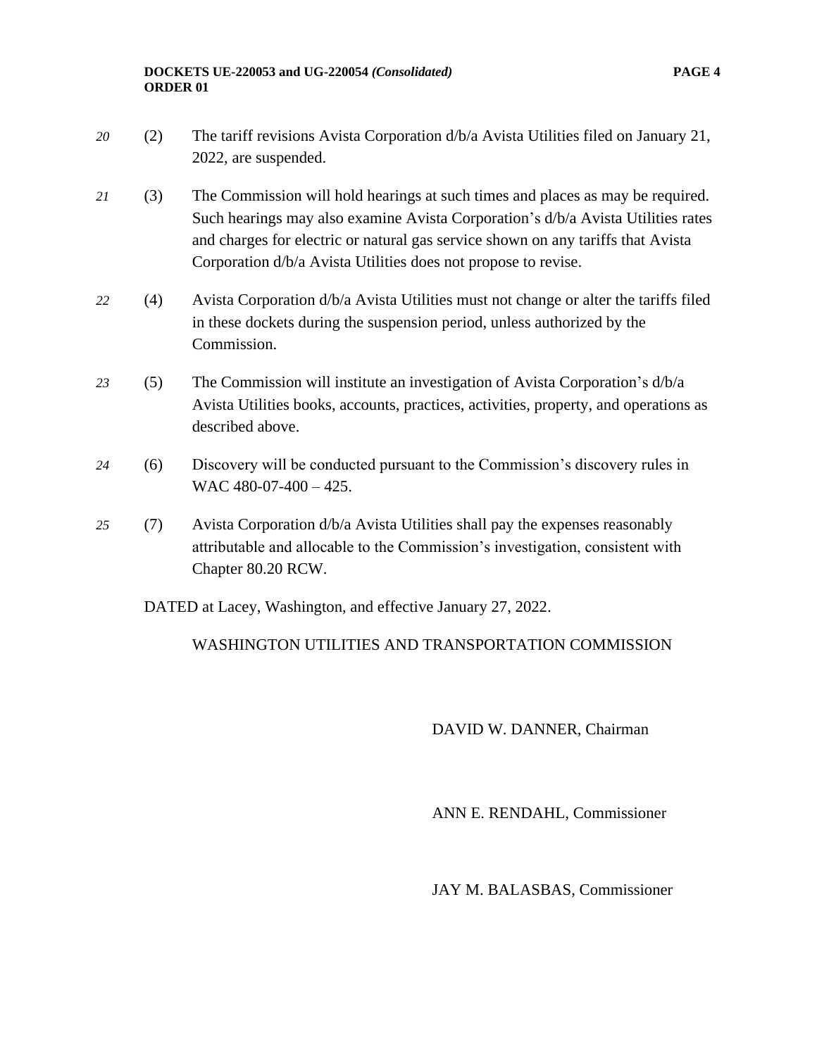*20* (2) The tariff revisions Avista Corporation d/b/a Avista Utilities filed on January 21, 2022, are suspended.

*21* (3) The Commission will hold hearings at such times and places as may be required. Such hearings may also examine Avista Corporation's d/b/a Avista Utilities rates and charges for electric or natural gas service shown on any tariffs that Avista Corporation d/b/a Avista Utilities does not propose to revise.

*22* (4) Avista Corporation d/b/a Avista Utilities must not change or alter the tariffs filed in these dockets during the suspension period, unless authorized by the Commission.

*23* (5) The Commission will institute an investigation of Avista Corporation's d/b/a Avista Utilities books, accounts, practices, activities, property, and operations as described above.

*24* (6) Discovery will be conducted pursuant to the Commission's discovery rules in WAC 480-07-400 – 425.

*25* (7) Avista Corporation d/b/a Avista Utilities shall pay the expenses reasonably attributable and allocable to the Commission's investigation, consistent with Chapter 80.20 RCW.

DATED at Lacey, Washington, and effective January 27, 2022.

WASHINGTON UTILITIES AND TRANSPORTATION COMMISSION

DAVID W. DANNER, Chairman

ANN E. RENDAHL, Commissioner

JAY M. BALASBAS, Commissioner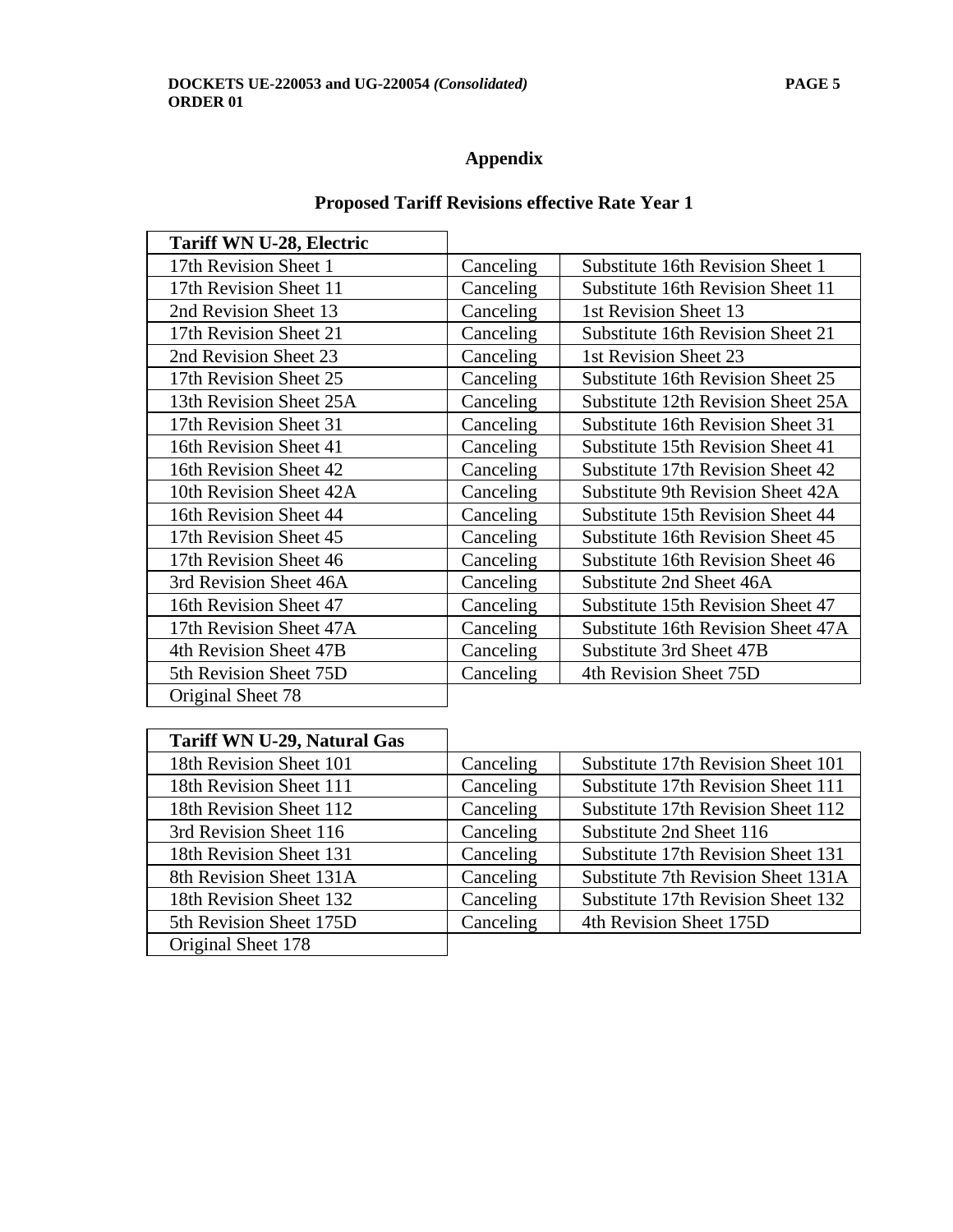# Appendix

## Proposed Tariff Revisions effective Rate Year 1

| Tariff WN U-28, Electric | | |
|---|---|---|
| 17th Revision Sheet 1 | Canceling | Substitute 16th Revision Sheet 1 |
| 17th Revision Sheet 11 | Canceling | Substitute 16th Revision Sheet 11 |
| 2nd Revision Sheet 13 | Canceling | 1st Revision Sheet 13 |
| 17th Revision Sheet 21 | Canceling | Substitute 16th Revision Sheet 21 |
| 2nd Revision Sheet 23 | Canceling | 1st Revision Sheet 23 |
| 17th Revision Sheet 25 | Canceling | Substitute 16th Revision Sheet 25 |
| 13th Revision Sheet 25A | Canceling | Substitute 12th Revision Sheet 25A |
| 17th Revision Sheet 31 | Canceling | Substitute 16th Revision Sheet 31 |
| 16th Revision Sheet 41 | Canceling | Substitute 15th Revision Sheet 41 |
| 16th Revision Sheet 42 | Canceling | Substitute 17th Revision Sheet 42 |
| 10th Revision Sheet 42A | Canceling | Substitute 9th Revision Sheet 42A |
| 16th Revision Sheet 44 | Canceling | Substitute 15th Revision Sheet 44 |
| 17th Revision Sheet 45 | Canceling | Substitute 16th Revision Sheet 45 |
| 17th Revision Sheet 46 | Canceling | Substitute 16th Revision Sheet 46 |
| 3rd Revision Sheet 46A | Canceling | Substitute 2nd Sheet 46A |
| 16th Revision Sheet 47 | Canceling | Substitute 15th Revision Sheet 47 |
| 17th Revision Sheet 47A | Canceling | Substitute 16th Revision Sheet 47A |
| 4th Revision Sheet 47B | Canceling | Substitute 3rd Sheet 47B |
| 5th Revision Sheet 75D | Canceling | 4th Revision Sheet 75D |
| Original Sheet 78 | | |

| Tariff WN U-29, Natural Gas | | |
|---|---|---|
| 18th Revision Sheet 101 | Canceling | Substitute 17th Revision Sheet 101 |
| 18th Revision Sheet 111 | Canceling | Substitute 17th Revision Sheet 111 |
| 18th Revision Sheet 112 | Canceling | Substitute 17th Revision Sheet 112 |
| 3rd Revision Sheet 116 | Canceling | Substitute 2nd Sheet 116 |
| 18th Revision Sheet 131 | Canceling | Substitute 17th Revision Sheet 131 |
| 8th Revision Sheet 131A | Canceling | Substitute 7th Revision Sheet 131A |
| 18th Revision Sheet 132 | Canceling | Substitute 17th Revision Sheet 132 |
| 5th Revision Sheet 175D | Canceling | 4th Revision Sheet 175D |
| Original Sheet 178 | | |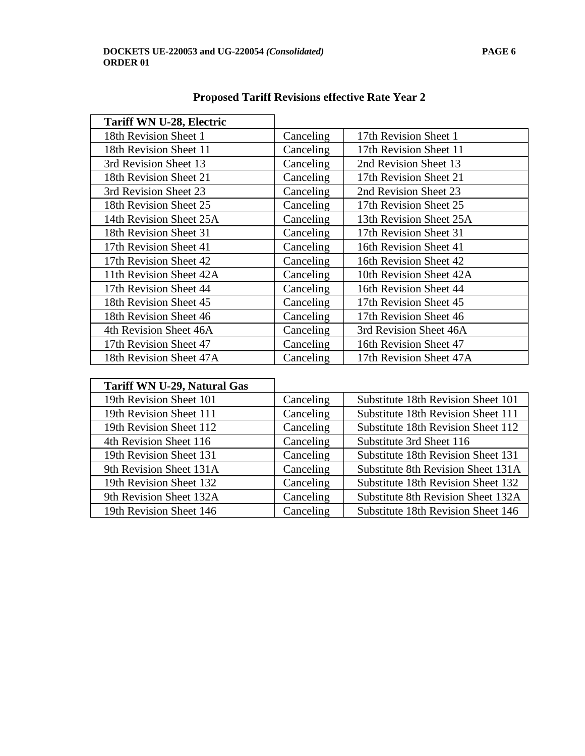## Proposed Tariff Revisions effective Rate Year 2

| Tariff WN U-28, Electric | | |
|---|---|---|
| 18th Revision Sheet 1 | Canceling | 17th Revision Sheet 1 |
| 18th Revision Sheet 11 | Canceling | 17th Revision Sheet 11 |
| 3rd Revision Sheet 13 | Canceling | 2nd Revision Sheet 13 |
| 18th Revision Sheet 21 | Canceling | 17th Revision Sheet 21 |
| 3rd Revision Sheet 23 | Canceling | 2nd Revision Sheet 23 |
| 18th Revision Sheet 25 | Canceling | 17th Revision Sheet 25 |
| 14th Revision Sheet 25A | Canceling | 13th Revision Sheet 25A |
| 18th Revision Sheet 31 | Canceling | 17th Revision Sheet 31 |
| 17th Revision Sheet 41 | Canceling | 16th Revision Sheet 41 |
| 17th Revision Sheet 42 | Canceling | 16th Revision Sheet 42 |
| 11th Revision Sheet 42A | Canceling | 10th Revision Sheet 42A |
| 17th Revision Sheet 44 | Canceling | 16th Revision Sheet 44 |
| 18th Revision Sheet 45 | Canceling | 17th Revision Sheet 45 |
| 18th Revision Sheet 46 | Canceling | 17th Revision Sheet 46 |
| 4th Revision Sheet 46A | Canceling | 3rd Revision Sheet 46A |
| 17th Revision Sheet 47 | Canceling | 16th Revision Sheet 47 |
| 18th Revision Sheet 47A | Canceling | 17th Revision Sheet 47A |

| Tariff WN U-29, Natural Gas | | |
|---|---|---|
| 19th Revision Sheet 101 | Canceling | Substitute 18th Revision Sheet 101 |
| 19th Revision Sheet 111 | Canceling | Substitute 18th Revision Sheet 111 |
| 19th Revision Sheet 112 | Canceling | Substitute 18th Revision Sheet 112 |
| 4th Revision Sheet 116 | Canceling | Substitute 3rd Sheet 116 |
| 19th Revision Sheet 131 | Canceling | Substitute 18th Revision Sheet 131 |
| 9th Revision Sheet 131A | Canceling | Substitute 8th Revision Sheet 131A |
| 19th Revision Sheet 132 | Canceling | Substitute 18th Revision Sheet 132 |
| 9th Revision Sheet 132A | Canceling | Substitute 8th Revision Sheet 132A |
| 19th Revision Sheet 146 | Canceling | Substitute 18th Revision Sheet 146 |